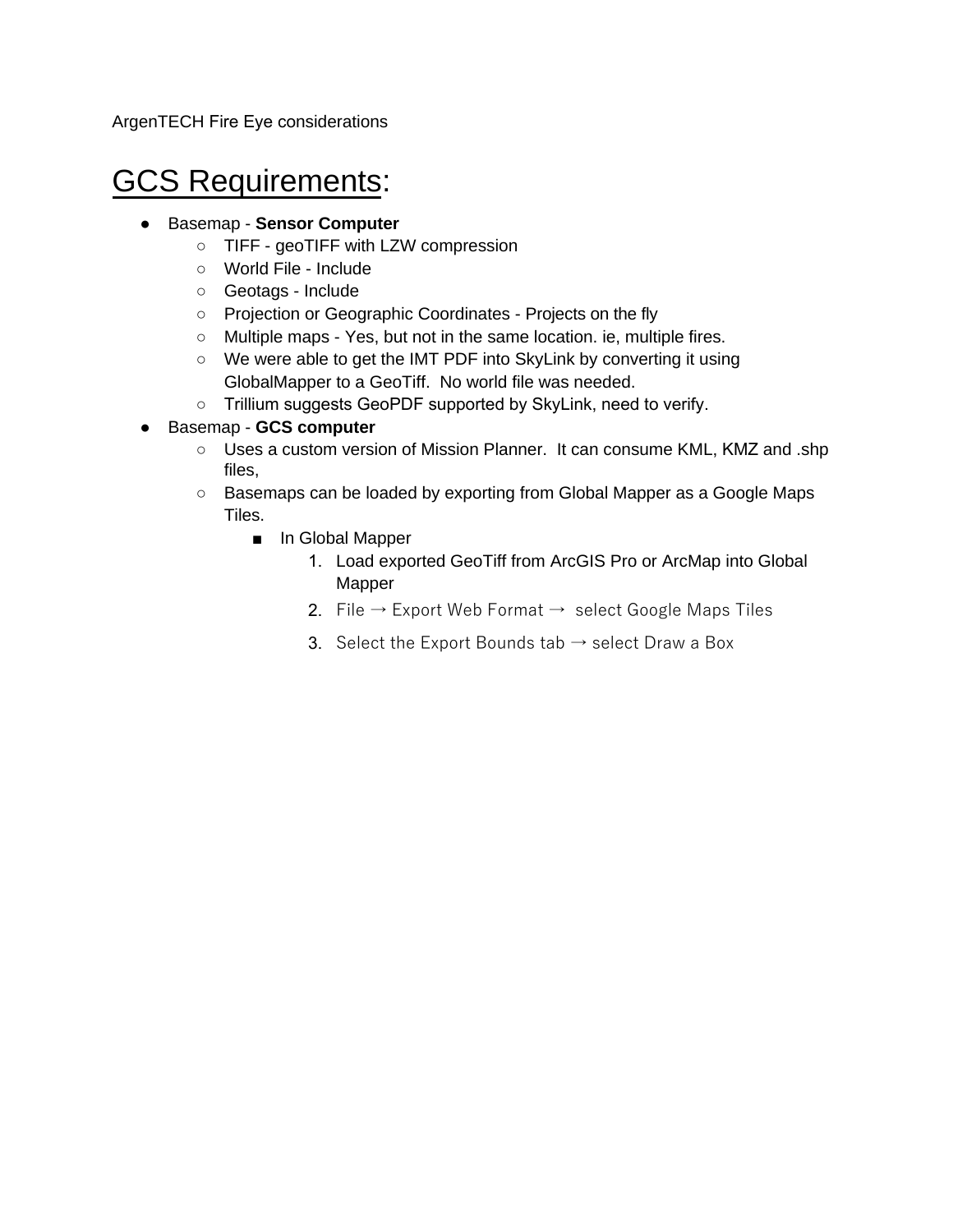ArgenTECH Fire Eye considerations

# GCS Requirements:

- Basemap - **Sensor Computer**
  - TIFF - geoTIFF with LZW compression
  - World File - Include
  - Geotags - Include
  - Projection or Geographic Coordinates - Projects on the fly
  - Multiple maps - Yes, but not in the same location. ie, multiple fires.
  - We were able to get the IMT PDF into SkyLink by converting it using GlobalMapper to a GeoTiff. No world file was needed.
  - Trillium suggests GeoPDF supported by SkyLink, need to verify.
- Basemap - **GCS computer**
  - Uses a custom version of Mission Planner. It can consume KML, KMZ and .shp files,
  - Basemaps can be loaded by exporting from Global Mapper as a Google Maps Tiles.
    - In Global Mapper
      1. Load exported GeoTiff from ArcGIS Pro or ArcMap into Global Mapper
      2. File → Export Web Format → select Google Maps Tiles
      3. Select the Export Bounds tab → select Draw a Box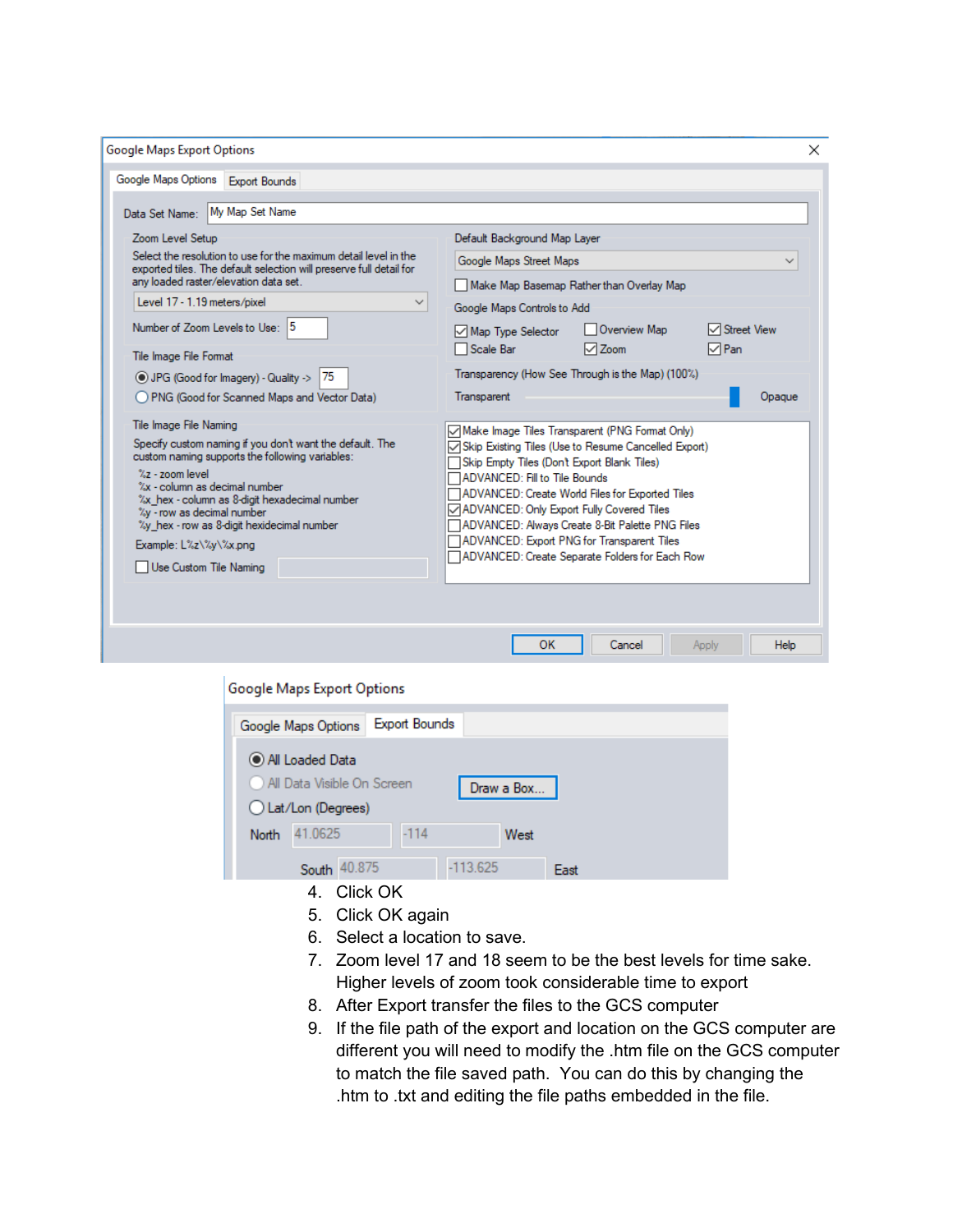4. Click OK
5. Click OK again
6. Select a location to save.
7. Zoom level 17 and 18 seem to be the best levels for time sake. Higher levels of zoom took considerable time to export
8. After Export transfer the files to the GCS computer
9. If the file path of the export and location on the GCS computer are different you will need to modify the .htm file on the GCS computer to match the file saved path. You can do this by changing the .htm to .txt and editing the file paths embedded in the file.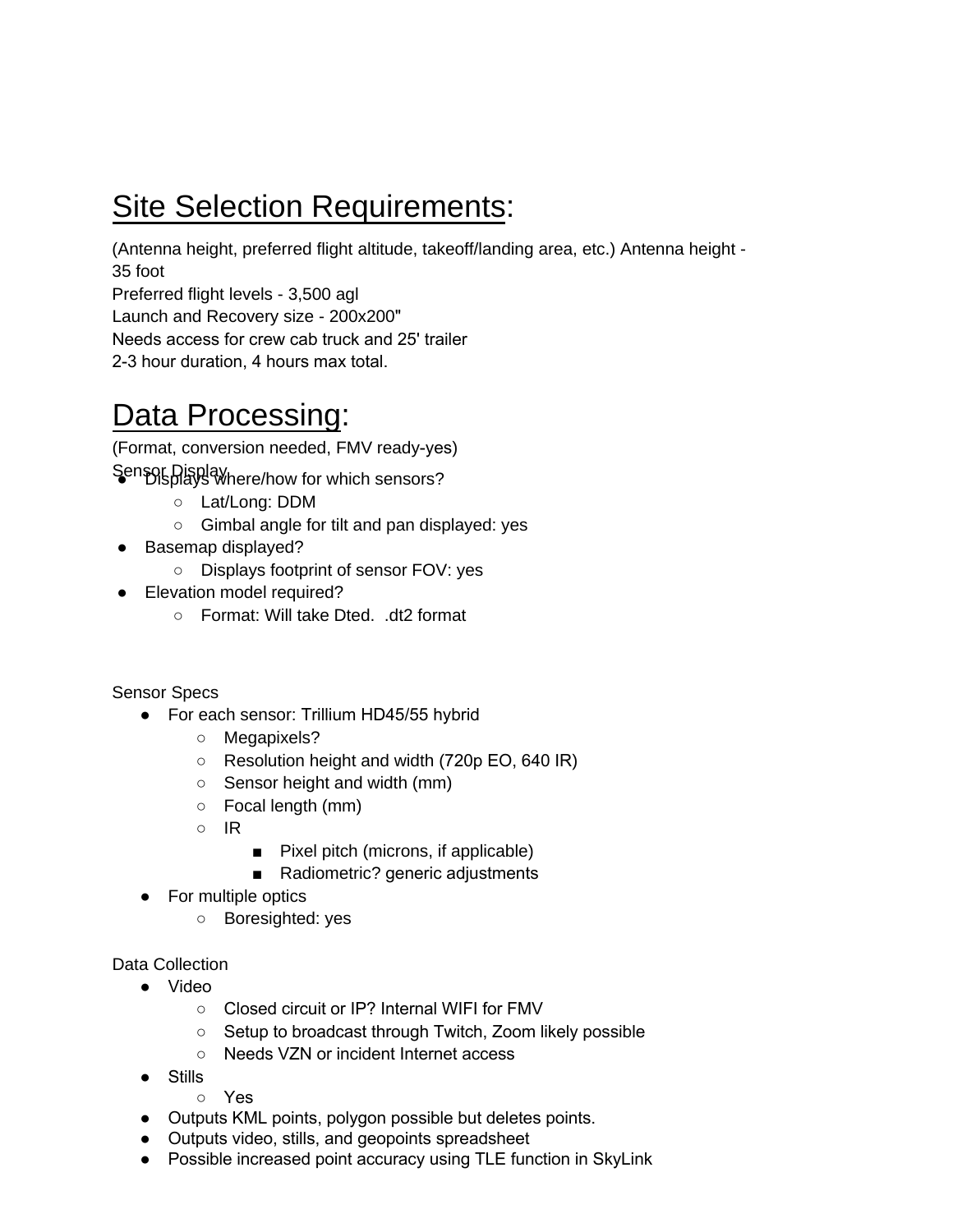## Site Selection Requirements:

(Antenna height, preferred flight altitude, takeoff/landing area, etc.) Antenna height - 35 foot
Preferred flight levels - 3,500 agl
Launch and Recovery size - 200x200"
Needs access for crew cab truck and 25' trailer
2-3 hour duration, 4 hours max total.

## Data Processing:

(Format, conversion needed, FMV ready-yes)
Sensor Display

- Displays where/how for which sensors?
  - Lat/Long: DDM
  - Gimbal angle for tilt and pan displayed: yes
- Basemap displayed?
  - Displays footprint of sensor FOV: yes
- Elevation model required?
  - Format: Will take Dted. .dt2 format

Sensor Specs

- For each sensor: Trillium HD45/55 hybrid
  - Megapixels?
  - Resolution height and width (720p EO, 640 IR)
  - Sensor height and width (mm)
  - Focal length (mm)
  - IR
    - Pixel pitch (microns, if applicable)
    - Radiometric? generic adjustments
- For multiple optics
  - Boresighted: yes

Data Collection

- Video
  - Closed circuit or IP? Internal WIFI for FMV
  - Setup to broadcast through Twitch, Zoom likely possible
  - Needs VZN or incident Internet access
- Stills
  - Yes
- Outputs KML points, polygon possible but deletes points.
- Outputs video, stills, and geopoints spreadsheet
- Possible increased point accuracy using TLE function in SkyLink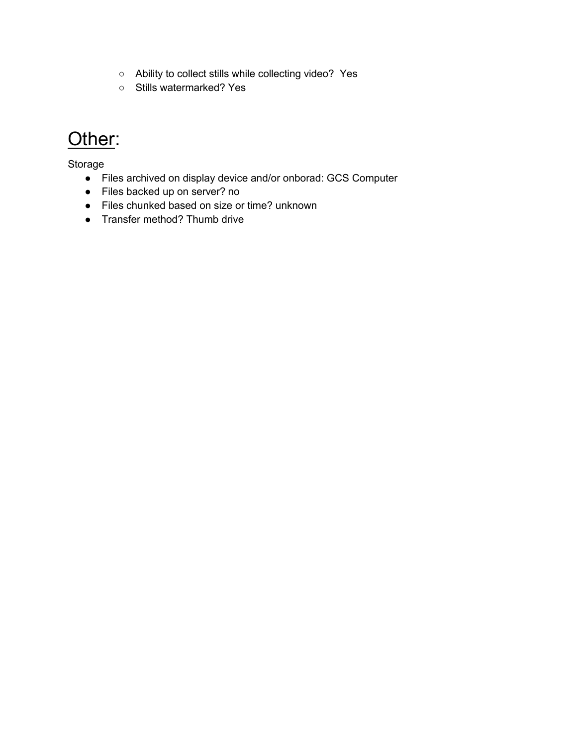- Ability to collect stills while collecting video?  Yes
  - Stills watermarked? Yes

# Other:

Storage

- Files archived on display device and/or onborad: GCS Computer
- Files backed up on server? no
- Files chunked based on size or time? unknown
- Transfer method? Thumb drive